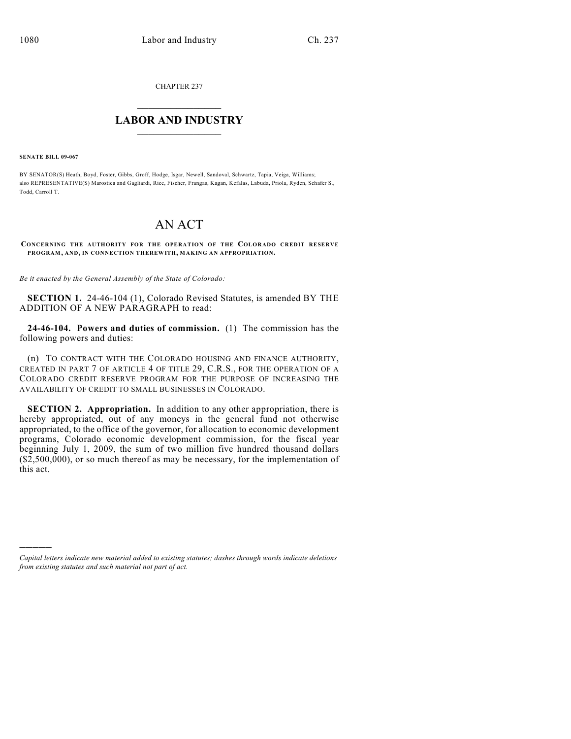CHAPTER 237

# LABOR AND INDUSTRY

**SENATE BILL 09-067**

BY SENATOR(S) Heath, Boyd, Foster, Gibbs, Groff, Hodge, Isgar, Newell, Sandoval, Schwartz, Tapia, Veiga, Williams;
also REPRESENTATIVE(S) Marostica and Gagliardi, Rice, Fischer, Frangas, Kagan, Kefalas, Labuda, Priola, Ryden, Schafer S., Todd, Carroll T.

# AN ACT

**CONCERNING THE AUTHORITY FOR THE OPERATION OF THE COLORADO CREDIT RESERVE PROGRAM, AND, IN CONNECTION THEREWITH, MAKING AN APPROPRIATION.**

*Be it enacted by the General Assembly of the State of Colorado:*

**SECTION 1.** 24-46-104 (1), Colorado Revised Statutes, is amended BY THE ADDITION OF A NEW PARAGRAPH to read:

**24-46-104. Powers and duties of commission.** (1) The commission has the following powers and duties:

(n) TO CONTRACT WITH THE COLORADO HOUSING AND FINANCE AUTHORITY, CREATED IN PART 7 OF ARTICLE 4 OF TITLE 29, C.R.S., FOR THE OPERATION OF A COLORADO CREDIT RESERVE PROGRAM FOR THE PURPOSE OF INCREASING THE AVAILABILITY OF CREDIT TO SMALL BUSINESSES IN COLORADO.

**SECTION 2. Appropriation.** In addition to any other appropriation, there is hereby appropriated, out of any moneys in the general fund not otherwise appropriated, to the office of the governor, for allocation to economic development programs, Colorado economic development commission, for the fiscal year beginning July 1, 2009, the sum of two million five hundred thousand dollars ($2,500,000), or so much thereof as may be necessary, for the implementation of this act.

———

*Capital letters indicate new material added to existing statutes; dashes through words indicate deletions from existing statutes and such material not part of act.*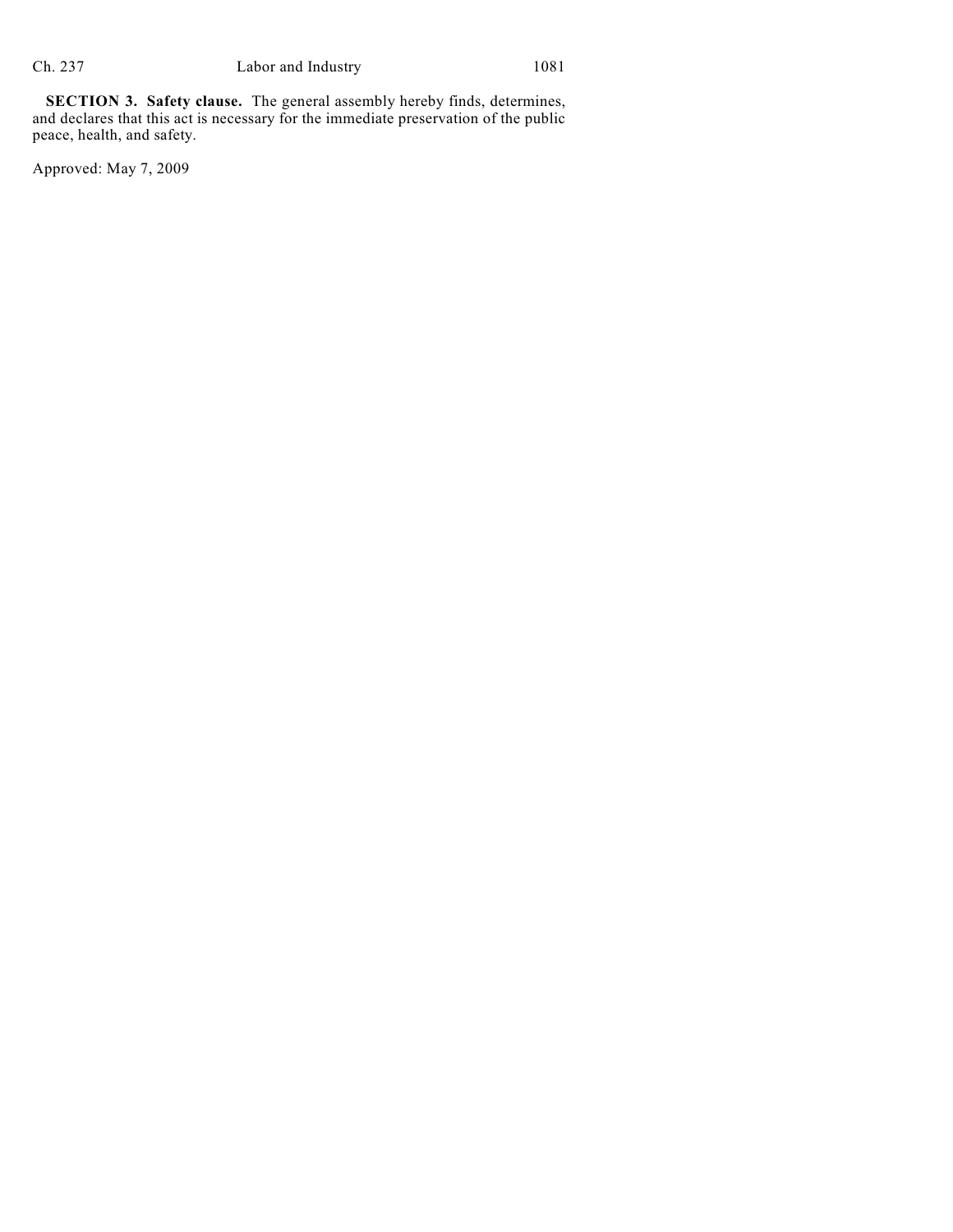**SECTION 3. Safety clause.** The general assembly hereby finds, determines, and declares that this act is necessary for the immediate preservation of the public peace, health, and safety.

Approved: May 7, 2009